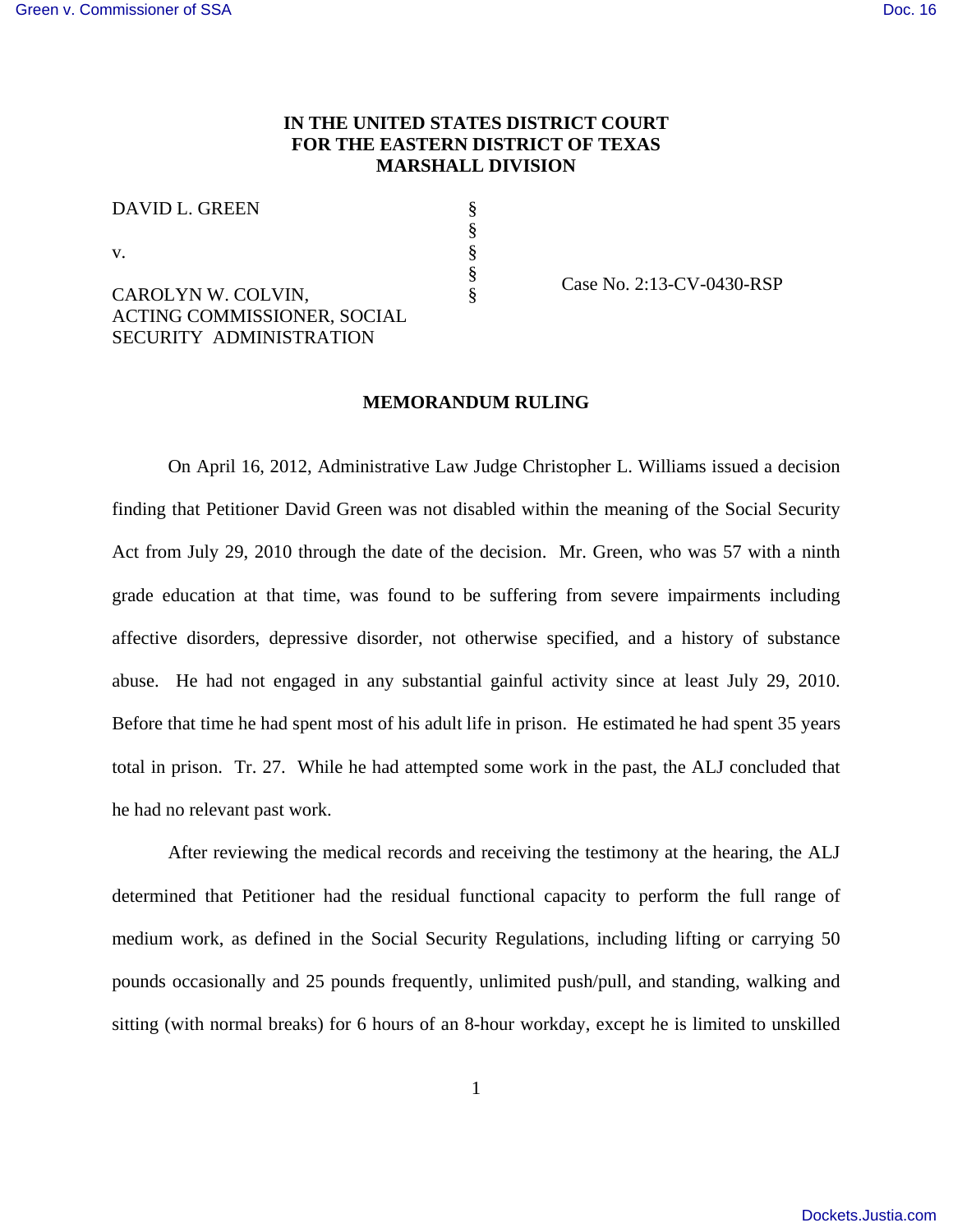**IN THE UNITED STATES DISTRICT COURT**
**FOR THE EASTERN DISTRICT OF TEXAS**
**MARSHALL DIVISION**

| | | |
|---|---|---|
| DAVID L. GREEN | § | |
| | § | |
| v. | § | |
| | § | Case No. 2:13-CV-0430-RSP |
| CAROLYN W. COLVIN, ACTING COMMISSIONER, SOCIAL SECURITY ADMINISTRATION | § | |

**MEMORANDUM RULING**

On April 16, 2012, Administrative Law Judge Christopher L. Williams issued a decision finding that Petitioner David Green was not disabled within the meaning of the Social Security Act from July 29, 2010 through the date of the decision. Mr. Green, who was 57 with a ninth grade education at that time, was found to be suffering from severe impairments including affective disorders, depressive disorder, not otherwise specified, and a history of substance abuse. He had not engaged in any substantial gainful activity since at least July 29, 2010. Before that time he had spent most of his adult life in prison. He estimated he had spent 35 years total in prison. Tr. 27. While he had attempted some work in the past, the ALJ concluded that he had no relevant past work.

After reviewing the medical records and receiving the testimony at the hearing, the ALJ determined that Petitioner had the residual functional capacity to perform the full range of medium work, as defined in the Social Security Regulations, including lifting or carrying 50 pounds occasionally and 25 pounds frequently, unlimited push/pull, and standing, walking and sitting (with normal breaks) for 6 hours of an 8-hour workday, except he is limited to unskilled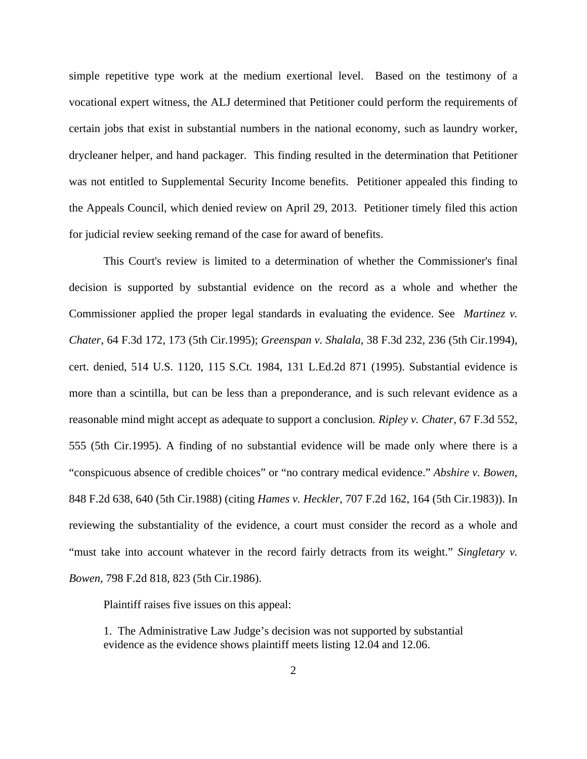simple repetitive type work at the medium exertional level. Based on the testimony of a vocational expert witness, the ALJ determined that Petitioner could perform the requirements of certain jobs that exist in substantial numbers in the national economy, such as laundry worker, drycleaner helper, and hand packager. This finding resulted in the determination that Petitioner was not entitled to Supplemental Security Income benefits. Petitioner appealed this finding to the Appeals Council, which denied review on April 29, 2013. Petitioner timely filed this action for judicial review seeking remand of the case for award of benefits.

This Court's review is limited to a determination of whether the Commissioner's final decision is supported by substantial evidence on the record as a whole and whether the Commissioner applied the proper legal standards in evaluating the evidence. See *Martinez v. Chater*, 64 F.3d 172, 173 (5th Cir.1995); *Greenspan v. Shalala*, 38 F.3d 232, 236 (5th Cir.1994), cert. denied, 514 U.S. 1120, 115 S.Ct. 1984, 131 L.Ed.2d 871 (1995). Substantial evidence is more than a scintilla, but can be less than a preponderance, and is such relevant evidence as a reasonable mind might accept as adequate to support a conclusion. *Ripley v. Chater*, 67 F.3d 552, 555 (5th Cir.1995). A finding of no substantial evidence will be made only where there is a "conspicuous absence of credible choices" or "no contrary medical evidence." *Abshire v. Bowen*, 848 F.2d 638, 640 (5th Cir.1988) (citing *Hames v. Heckler*, 707 F.2d 162, 164 (5th Cir.1983)). In reviewing the substantiality of the evidence, a court must consider the record as a whole and "must take into account whatever in the record fairly detracts from its weight." *Singletary v. Bowen*, 798 F.2d 818, 823 (5th Cir.1986).

Plaintiff raises five issues on this appeal:

1. The Administrative Law Judge's decision was not supported by substantial evidence as the evidence shows plaintiff meets listing 12.04 and 12.06.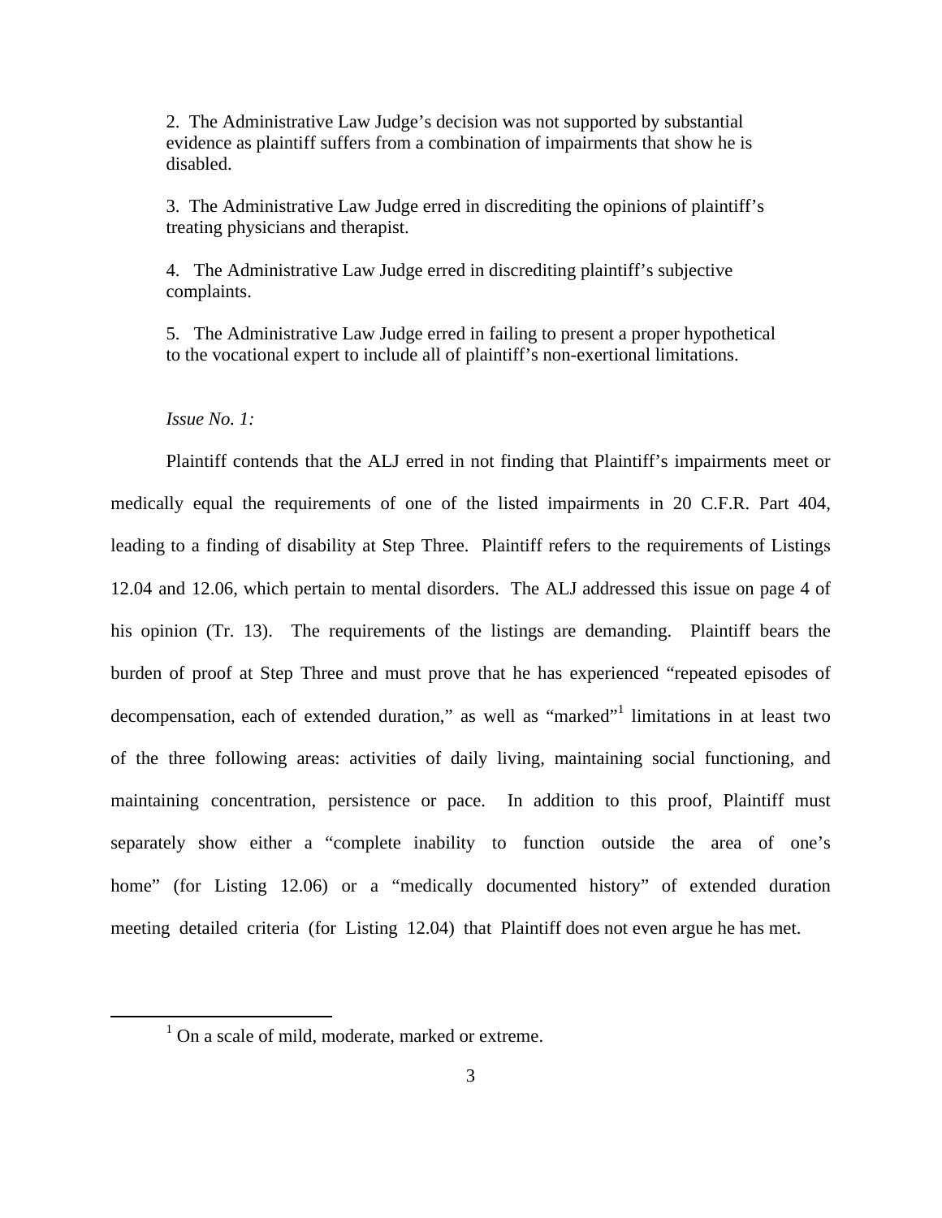2. The Administrative Law Judge's decision was not supported by substantial evidence as plaintiff suffers from a combination of impairments that show he is disabled.

3. The Administrative Law Judge erred in discrediting the opinions of plaintiff's treating physicians and therapist.

4. The Administrative Law Judge erred in discrediting plaintiff's subjective complaints.

5. The Administrative Law Judge erred in failing to present a proper hypothetical to the vocational expert to include all of plaintiff's non-exertional limitations.

*Issue No. 1:*

Plaintiff contends that the ALJ erred in not finding that Plaintiff's impairments meet or medically equal the requirements of one of the listed impairments in 20 C.F.R. Part 404, leading to a finding of disability at Step Three. Plaintiff refers to the requirements of Listings 12.04 and 12.06, which pertain to mental disorders. The ALJ addressed this issue on page 4 of his opinion (Tr. 13). The requirements of the listings are demanding. Plaintiff bears the burden of proof at Step Three and must prove that he has experienced "repeated episodes of decompensation, each of extended duration," as well as "marked"[1] limitations in at least two of the three following areas: activities of daily living, maintaining social functioning, and maintaining concentration, persistence or pace. In addition to this proof, Plaintiff must separately show either a "complete inability to function outside the area of one's home" (for Listing 12.06) or a "medically documented history" of extended duration meeting detailed criteria (for Listing 12.04) that Plaintiff does not even argue he has met.

[1] On a scale of mild, moderate, marked or extreme.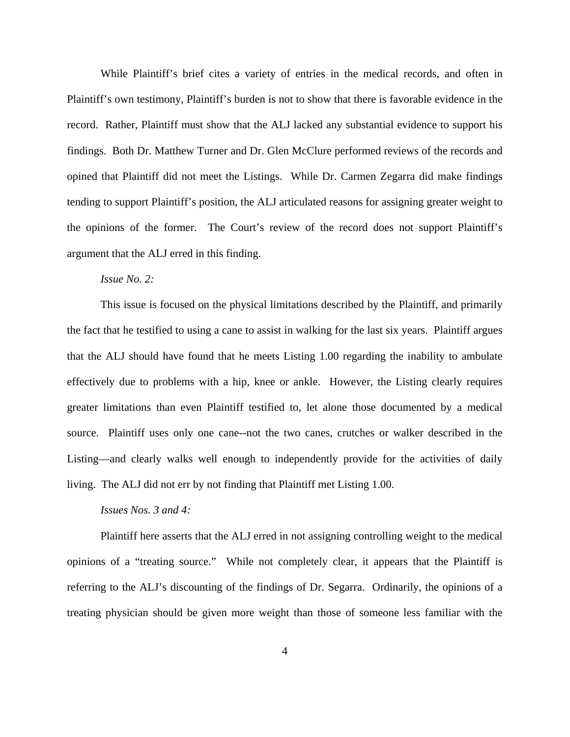While Plaintiff's brief cites a variety of entries in the medical records, and often in Plaintiff's own testimony, Plaintiff's burden is not to show that there is favorable evidence in the record. Rather, Plaintiff must show that the ALJ lacked any substantial evidence to support his findings. Both Dr. Matthew Turner and Dr. Glen McClure performed reviews of the records and opined that Plaintiff did not meet the Listings. While Dr. Carmen Zegarra did make findings tending to support Plaintiff's position, the ALJ articulated reasons for assigning greater weight to the opinions of the former. The Court's review of the record does not support Plaintiff's argument that the ALJ erred in this finding.

*Issue No. 2:*

This issue is focused on the physical limitations described by the Plaintiff, and primarily the fact that he testified to using a cane to assist in walking for the last six years. Plaintiff argues that the ALJ should have found that he meets Listing 1.00 regarding the inability to ambulate effectively due to problems with a hip, knee or ankle. However, the Listing clearly requires greater limitations than even Plaintiff testified to, let alone those documented by a medical source. Plaintiff uses only one cane--not the two canes, crutches or walker described in the Listing—and clearly walks well enough to independently provide for the activities of daily living. The ALJ did not err by not finding that Plaintiff met Listing 1.00.

*Issues Nos. 3 and 4:*

Plaintiff here asserts that the ALJ erred in not assigning controlling weight to the medical opinions of a "treating source." While not completely clear, it appears that the Plaintiff is referring to the ALJ's discounting of the findings of Dr. Segarra. Ordinarily, the opinions of a treating physician should be given more weight than those of someone less familiar with the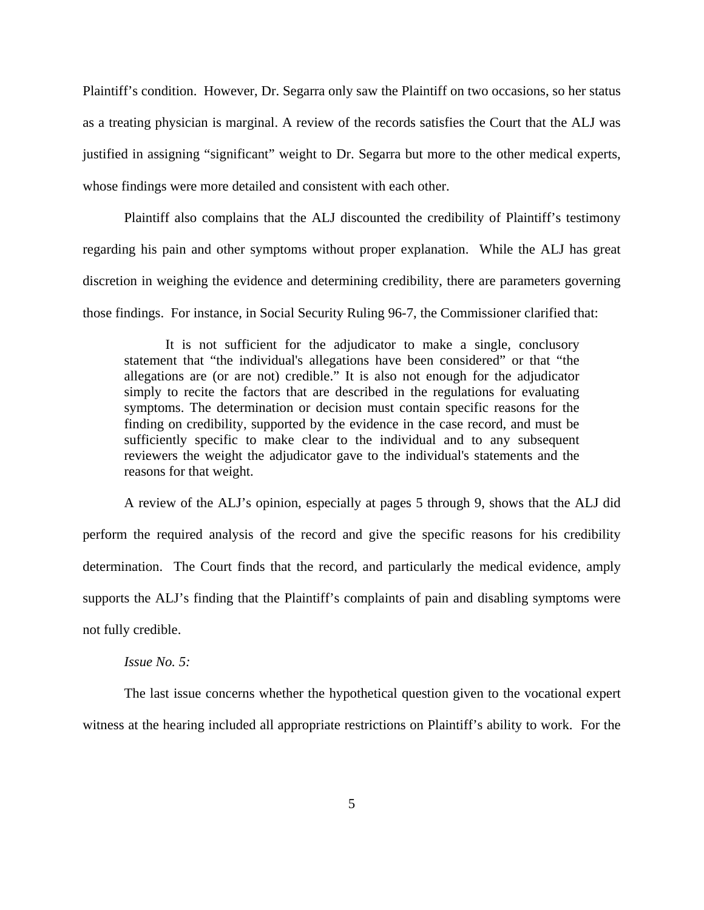Plaintiff's condition. However, Dr. Segarra only saw the Plaintiff on two occasions, so her status as a treating physician is marginal. A review of the records satisfies the Court that the ALJ was justified in assigning "significant" weight to Dr. Segarra but more to the other medical experts, whose findings were more detailed and consistent with each other.

Plaintiff also complains that the ALJ discounted the credibility of Plaintiff's testimony regarding his pain and other symptoms without proper explanation. While the ALJ has great discretion in weighing the evidence and determining credibility, there are parameters governing those findings. For instance, in Social Security Ruling 96-7, the Commissioner clarified that:

> It is not sufficient for the adjudicator to make a single, conclusory statement that "the individual's allegations have been considered" or that "the allegations are (or are not) credible." It is also not enough for the adjudicator simply to recite the factors that are described in the regulations for evaluating symptoms. The determination or decision must contain specific reasons for the finding on credibility, supported by the evidence in the case record, and must be sufficiently specific to make clear to the individual and to any subsequent reviewers the weight the adjudicator gave to the individual's statements and the reasons for that weight.

A review of the ALJ's opinion, especially at pages 5 through 9, shows that the ALJ did perform the required analysis of the record and give the specific reasons for his credibility determination. The Court finds that the record, and particularly the medical evidence, amply supports the ALJ's finding that the Plaintiff's complaints of pain and disabling symptoms were not fully credible.

*Issue No. 5:*

The last issue concerns whether the hypothetical question given to the vocational expert witness at the hearing included all appropriate restrictions on Plaintiff's ability to work. For the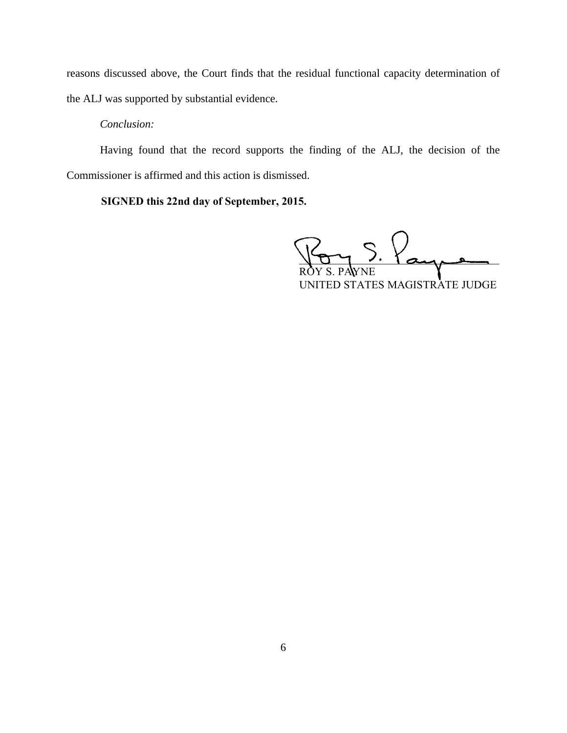reasons discussed above, the Court finds that the residual functional capacity determination of the ALJ was supported by substantial evidence.

*Conclusion:*

Having found that the record supports the finding of the ALJ, the decision of the Commissioner is affirmed and this action is dismissed.

**SIGNED this 22nd day of September, 2015.**

ROY S. PAYNE
UNITED STATES MAGISTRATE JUDGE